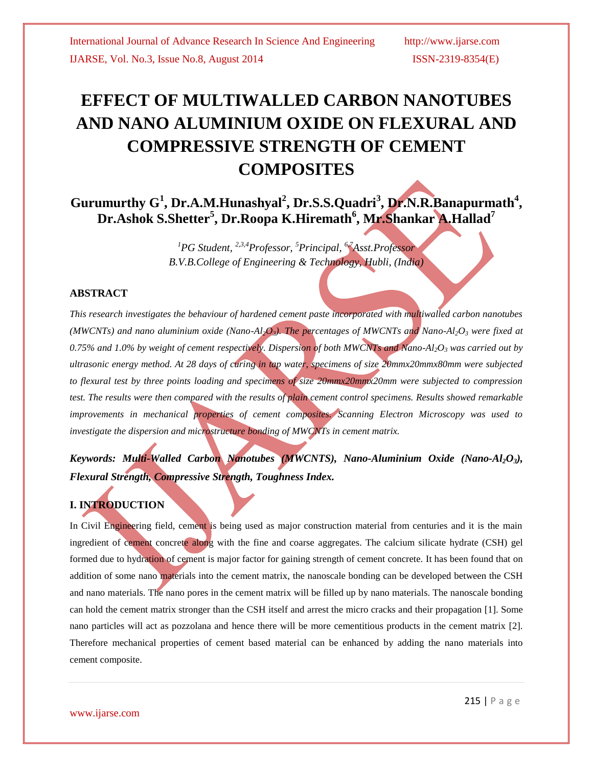# EFFECT OF MULTIWALLED CARBON NANOTUBES AND NANO ALUMINIUM OXIDE ON FLEXURAL AND COMPRESSIVE STRENGTH OF CEMENT COMPOSITES

**Gurumurthy G[1], Dr.A.M.Hunashyal[2], Dr.S.S.Quadri[3], Dr.N.R.Banapurmath[4], Dr.Ashok S.Shetter[5], Dr.Roopa K.Hiremath[6], Mr.Shankar A.Hallad[7]**

*[1]PG Student, [2,3,4]Professor, [5]Principal, [6,7]Asst.Professor*
*B.V.B.College of Engineering & Technology, Hubli, (India)*

## ABSTRACT

*This research investigates the behaviour of hardened cement paste incorporated with multiwalled carbon nanotubes (MWCNTs) and nano aluminium oxide (Nano-$Al_2O_3$). The percentages of MWCNTs and Nano-$Al_2O_3$ were fixed at 0.75% and 1.0% by weight of cement respectively. Dispersion of both MWCNTs and Nano-$Al_2O_3$ was carried out by ultrasonic energy method. At 28 days of curing in tap water, specimens of size 20mmx20mmx80mm were subjected to flexural test by three points loading and specimens of size 20mmx20mmx20mm were subjected to compression test. The results were then compared with the results of plain cement control specimens. Results showed remarkable improvements in mechanical properties of cement composites. Scanning Electron Microscopy was used to investigate the dispersion and microstructure bonding of MWCNTs in cement matrix.*

***Keywords: Multi-Walled Carbon Nanotubes (MWCNTS), Nano-Aluminium Oxide (Nano-$Al_2O_3$), Flexural Strength, Compressive Strength, Toughness Index.***

## I. INTRODUCTION

In Civil Engineering field, cement is being used as major construction material from centuries and it is the main ingredient of cement concrete along with the fine and coarse aggregates. The calcium silicate hydrate (CSH) gel formed due to hydration of cement is major factor for gaining strength of cement concrete. It has been found that on addition of some nano materials into the cement matrix, the nanoscale bonding can be developed between the CSH and nano materials. The nano pores in the cement matrix will be filled up by nano materials. The nanoscale bonding can hold the cement matrix stronger than the CSH itself and arrest the micro cracks and their propagation [1]. Some nano particles will act as pozzolana and hence there will be more cementitious products in the cement matrix [2]. Therefore mechanical properties of cement based material can be enhanced by adding the nano materials into cement composite.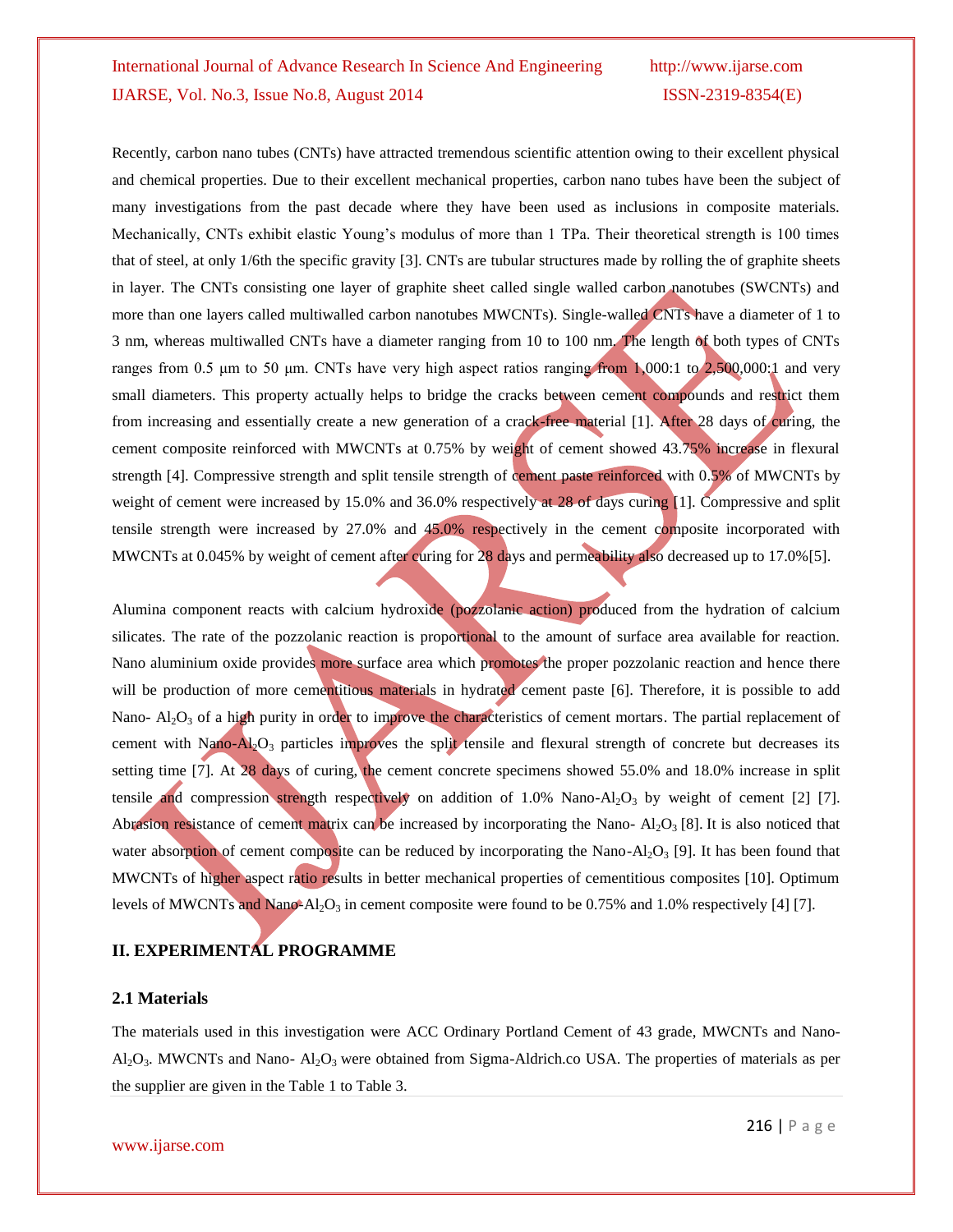Recently, carbon nano tubes (CNTs) have attracted tremendous scientific attention owing to their excellent physical and chemical properties. Due to their excellent mechanical properties, carbon nano tubes have been the subject of many investigations from the past decade where they have been used as inclusions in composite materials. Mechanically, CNTs exhibit elastic Young's modulus of more than 1 TPa. Their theoretical strength is 100 times that of steel, at only 1/6th the specific gravity [3]. CNTs are tubular structures made by rolling the of graphite sheets in layer. The CNTs consisting one layer of graphite sheet called single walled carbon nanotubes (SWCNTs) and more than one layers called multiwalled carbon nanotubes MWCNTs). Single-walled CNTs have a diameter of 1 to 3 nm, whereas multiwalled CNTs have a diameter ranging from 10 to 100 nm. The length of both types of CNTs ranges from 0.5 μm to 50 μm. CNTs have very high aspect ratios ranging from 1,000:1 to 2,500,000:1 and very small diameters. This property actually helps to bridge the cracks between cement compounds and restrict them from increasing and essentially create a new generation of a crack-free material [1]. After 28 days of curing, the cement composite reinforced with MWCNTs at 0.75% by weight of cement showed 43.75% increase in flexural strength [4]. Compressive strength and split tensile strength of cement paste reinforced with 0.5% of MWCNTs by weight of cement were increased by 15.0% and 36.0% respectively at 28 of days curing [1]. Compressive and split tensile strength were increased by 27.0% and 45.0% respectively in the cement composite incorporated with MWCNTs at 0.045% by weight of cement after curing for 28 days and permeability also decreased up to 17.0%[5].

Alumina component reacts with calcium hydroxide (pozzolanic action) produced from the hydration of calcium silicates. The rate of the pozzolanic reaction is proportional to the amount of surface area available for reaction. Nano aluminium oxide provides more surface area which promotes the proper pozzolanic reaction and hence there will be production of more cementitious materials in hydrated cement paste [6]. Therefore, it is possible to add Nano- $Al_2O_3$ of a high purity in order to improve the characteristics of cement mortars. The partial replacement of cement with Nano-$Al_2O_3$ particles improves the split tensile and flexural strength of concrete but decreases its setting time [7]. At 28 days of curing, the cement concrete specimens showed 55.0% and 18.0% increase in split tensile and compression strength respectively on addition of 1.0% Nano-$Al_2O_3$ by weight of cement [2] [7]. Abrasion resistance of cement matrix can be increased by incorporating the Nano- $Al_2O_3$ [8]. It is also noticed that water absorption of cement composite can be reduced by incorporating the Nano-$Al_2O_3$ [9]. It has been found that MWCNTs of higher aspect ratio results in better mechanical properties of cementitious composites [10]. Optimum levels of MWCNTs and Nano-$Al_2O_3$ in cement composite were found to be 0.75% and 1.0% respectively [4] [7].

## II. EXPERIMENTAL PROGRAMME

### 2.1 Materials

The materials used in this investigation were ACC Ordinary Portland Cement of 43 grade, MWCNTs and Nano-$Al_2O_3$. MWCNTs and Nano- $Al_2O_3$ were obtained from Sigma-Aldrich.co USA. The properties of materials as per the supplier are given in the Table 1 to Table 3.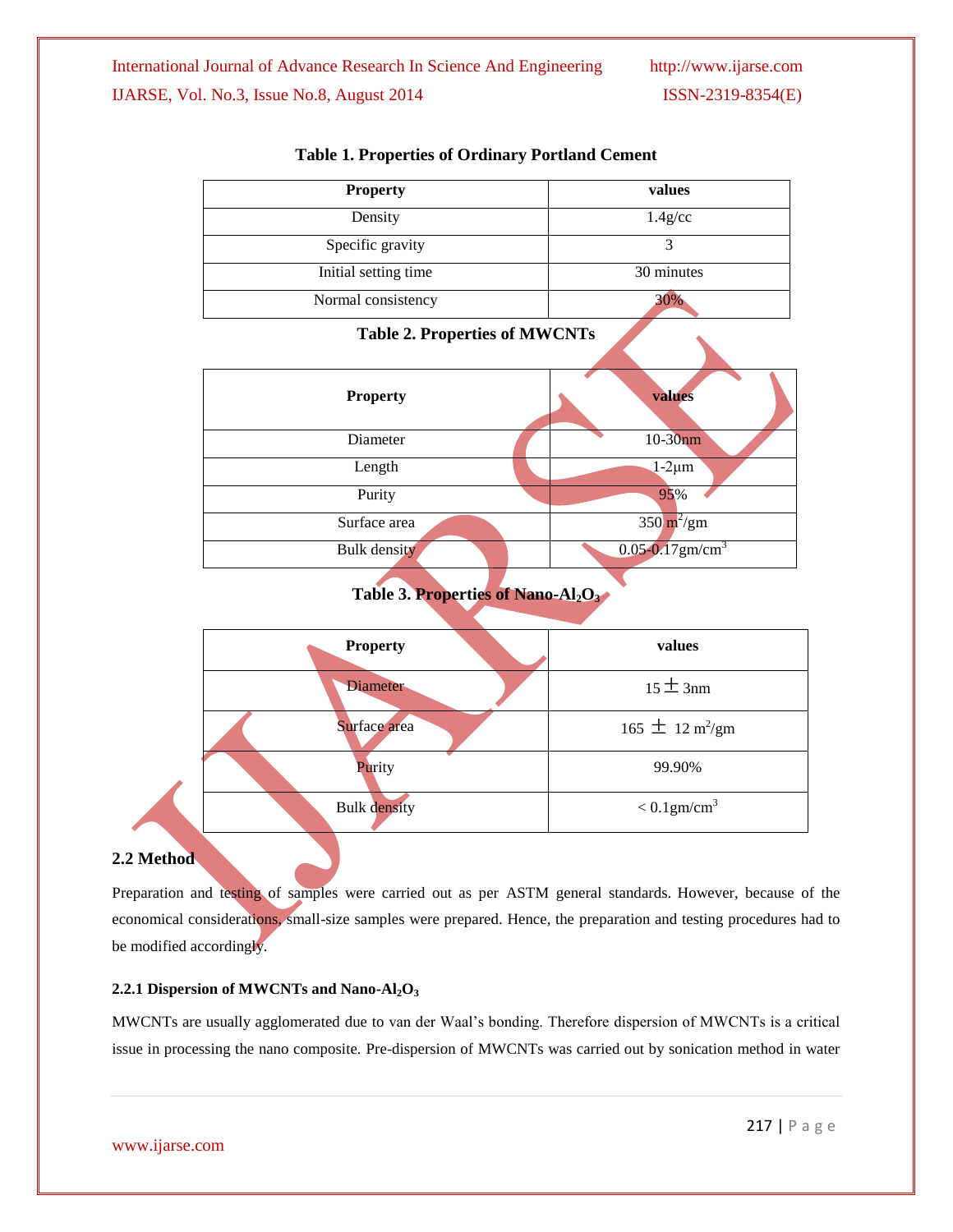**Table 1. Properties of Ordinary Portland Cement**

| Property | values |
| --- | --- |
| Density | 1.4g/cc |
| Specific gravity | 3 |
| Initial setting time | 30 minutes |
| Normal consistency | 30% |

**Table 2. Properties of MWCNTs**

| Property | values |
| --- | --- |
| Diameter | 10-30nm |
| Length | 1-2μm |
| Purity | 95% |
| Surface area | 350 $m^2$/gm |
| Bulk density | 0.05-0.17gm/$cm^3$ |

**Table 3. Properties of Nano-$Al_2O_3$**

| Property | values |
| --- | --- |
| Diameter | $15 \pm 3$nm |
| Surface area | $165 \pm 12$ $m^2$/gm |
| Purity | 99.90% |
| Bulk density | < 0.1gm/$cm^3$ |

## 2.2 Method

Preparation and testing of samples were carried out as per ASTM general standards. However, because of the economical considerations, small-size samples were prepared. Hence, the preparation and testing procedures had to be modified accordingly.

### 2.2.1 Dispersion of MWCNTs and Nano-$Al_2O_3$

MWCNTs are usually agglomerated due to van der Waal's bonding. Therefore dispersion of MWCNTs is a critical issue in processing the nano composite. Pre-dispersion of MWCNTs was carried out by sonication method in water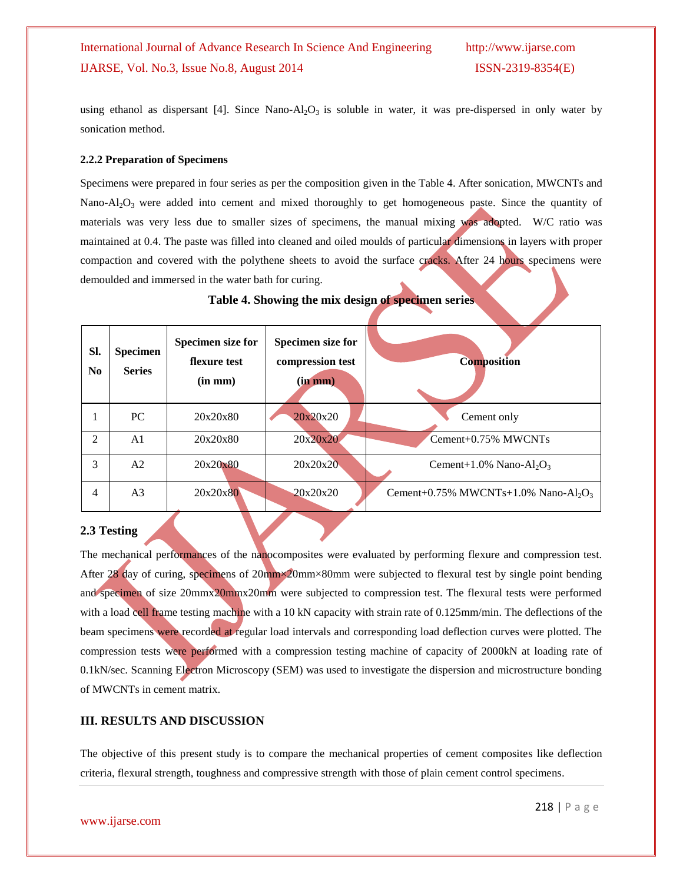using ethanol as dispersant [4]. Since Nano-$Al_2O_3$ is soluble in water, it was pre-dispersed in only water by sonication method.

#### 2.2.2 Preparation of Specimens

Specimens were prepared in four series as per the composition given in the Table 4. After sonication, MWCNTs and Nano-$Al_2O_3$ were added into cement and mixed thoroughly to get homogeneous paste. Since the quantity of materials was very less due to smaller sizes of specimens, the manual mixing was adopted. W/C ratio was maintained at 0.4. The paste was filled into cleaned and oiled moulds of particular dimensions in layers with proper compaction and covered with the polythene sheets to avoid the surface cracks. After 24 hours specimens were demoulded and immersed in the water bath for curing.

**Table 4. Showing the mix design of specimen series**

| Sl. No | Specimen Series | Specimen size for flexure test (in mm) | Specimen size for compression test (in mm) | Composition |
|---|---|---|---|---|
| 1 | PC | 20x20x80 | 20x20x20 | Cement only |
| 2 | A1 | 20x20x80 | 20x20x20 | Cement+0.75% MWCNTs |
| 3 | A2 | 20x20x80 | 20x20x20 | Cement+1.0% Nano-$Al_2O_3$ |
| 4 | A3 | 20x20x80 | 20x20x20 | Cement+0.75% MWCNTs+1.0% Nano-$Al_2O_3$ |

### 2.3 Testing

The mechanical performances of the nanocomposites were evaluated by performing flexure and compression test. After 28 day of curing, specimens of 20mm×20mm×80mm were subjected to flexural test by single point bending and specimen of size 20mmx20mmx20mm were subjected to compression test. The flexural tests were performed with a load cell frame testing machine with a 10 kN capacity with strain rate of 0.125mm/min. The deflections of the beam specimens were recorded at regular load intervals and corresponding load deflection curves were plotted. The compression tests were performed with a compression testing machine of capacity of 2000kN at loading rate of 0.1kN/sec. Scanning Electron Microscopy (SEM) was used to investigate the dispersion and microstructure bonding of MWCNTs in cement matrix.

## III. RESULTS AND DISCUSSION

The objective of this present study is to compare the mechanical properties of cement composites like deflection criteria, flexural strength, toughness and compressive strength with those of plain cement control specimens.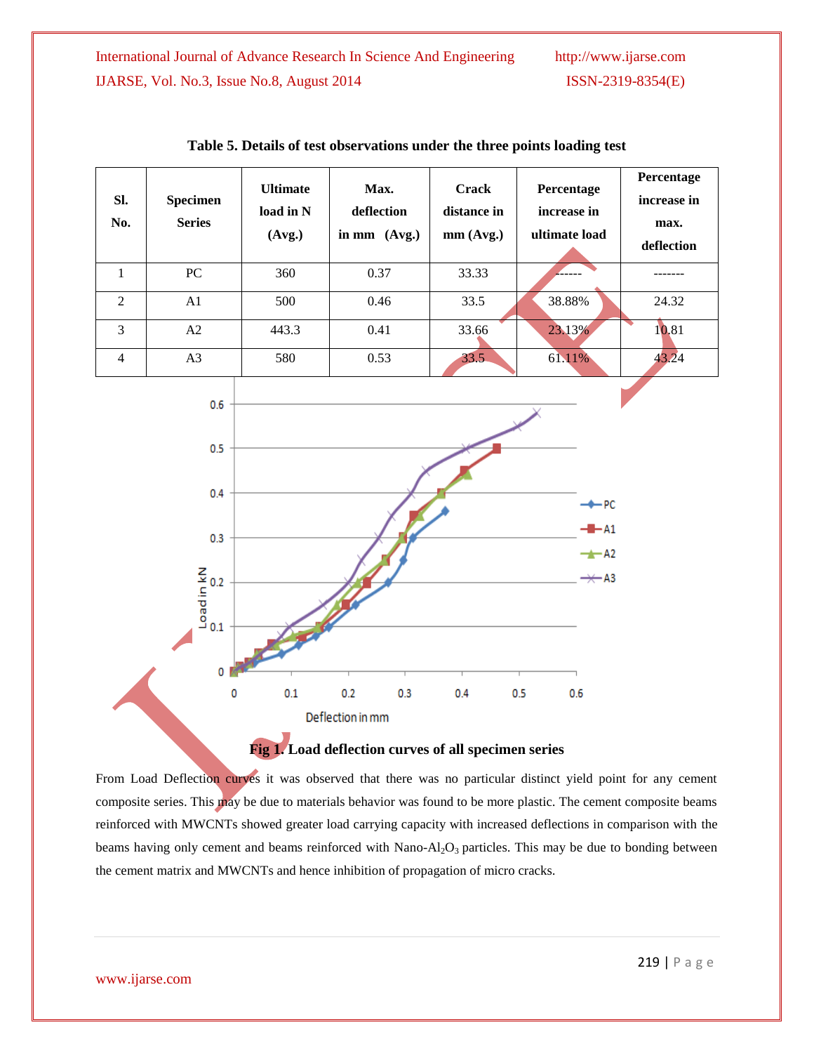**Table 5. Details of test observations under the three points loading test**

| Sl. No. | Specimen Series | Ultimate load in N (Avg.) | Max. deflection in mm (Avg.) | Crack distance in mm (Avg.) | Percentage increase in ultimate load | Percentage increase in max. deflection |
|---|---|---|---|---|---|---|
| 1 | PC | 360 | 0.37 | 33.33 | ------ | ------- |
| 2 | A1 | 500 | 0.46 | 33.5 | 38.88% | 24.32 |
| 3 | A2 | 443.3 | 0.41 | 33.66 | 23.13% | 10.81 |
| 4 | A3 | 580 | 0.53 | 33.5 | 61.11% | 43.24 |

**Fig 1. Load deflection curves of all specimen series**

From Load Deflection curves it was observed that there was no particular distinct yield point for any cement composite series. This may be due to materials behavior was found to be more plastic. The cement composite beams reinforced with MWCNTs showed greater load carrying capacity with increased deflections in comparison with the beams having only cement and beams reinforced with Nano-$Al_2O_3$ particles. This may be due to bonding between the cement matrix and MWCNTs and hence inhibition of propagation of micro cracks.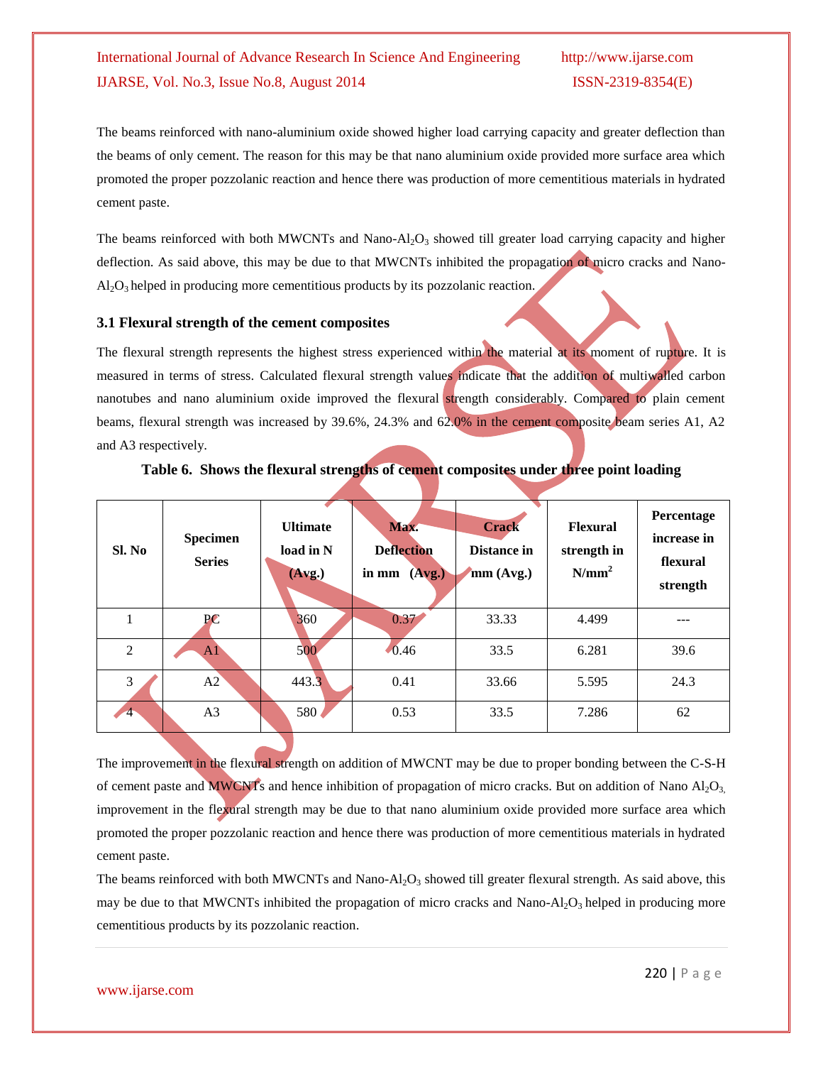The beams reinforced with nano-aluminium oxide showed higher load carrying capacity and greater deflection than the beams of only cement. The reason for this may be that nano aluminium oxide provided more surface area which promoted the proper pozzolanic reaction and hence there was production of more cementitious materials in hydrated cement paste.

The beams reinforced with both MWCNTs and Nano-$Al_2O_3$ showed till greater load carrying capacity and higher deflection. As said above, this may be due to that MWCNTs inhibited the propagation of micro cracks and Nano-$Al_2O_3$ helped in producing more cementitious products by its pozzolanic reaction.

### 3.1 Flexural strength of the cement composites

The flexural strength represents the highest stress experienced within the material at its moment of rupture. It is measured in terms of stress. Calculated flexural strength values indicate that the addition of multiwalled carbon nanotubes and nano aluminium oxide improved the flexural strength considerably. Compared to plain cement beams, flexural strength was increased by 39.6%, 24.3% and 62.0% in the cement composite beam series A1, A2 and A3 respectively.

**Table 6. Shows the flexural strengths of cement composites under three point loading**

| Sl. No | Specimen Series | Ultimate load in N (Avg.) | Max. Deflection in mm (Avg.) | Crack Distance in mm (Avg.) | Flexural strength in $N/mm^2$ | Percentage increase in flexural strength |
|---|---|---|---|---|---|---|
| 1 | PC | 360 | 0.37 | 33.33 | 4.499 | --- |
| 2 | A1 | 500 | 0.46 | 33.5 | 6.281 | 39.6 |
| 3 | A2 | 443.3 | 0.41 | 33.66 | 5.595 | 24.3 |
| 4 | A3 | 580 | 0.53 | 33.5 | 7.286 | 62 |

The improvement in the flexural strength on addition of MWCNT may be due to proper bonding between the C-S-H of cement paste and MWCNTs and hence inhibition of propagation of micro cracks. But on addition of Nano $Al_2O_3$, improvement in the flexural strength may be due to that nano aluminium oxide provided more surface area which promoted the proper pozzolanic reaction and hence there was production of more cementitious materials in hydrated cement paste.

The beams reinforced with both MWCNTs and Nano-$Al_2O_3$ showed till greater flexural strength. As said above, this may be due to that MWCNTs inhibited the propagation of micro cracks and Nano-$Al_2O_3$ helped in producing more cementitious products by its pozzolanic reaction.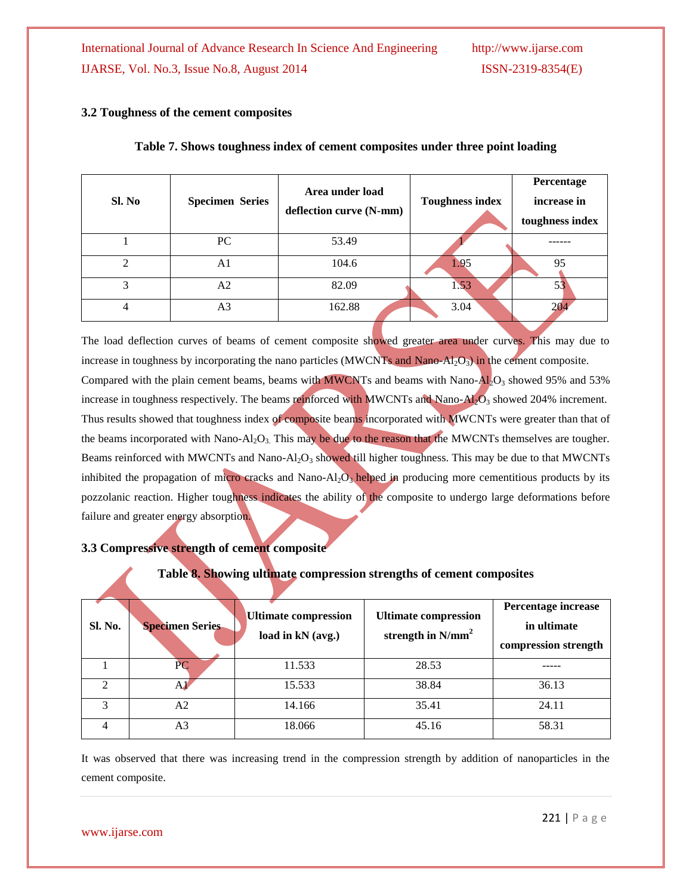### 3.2 Toughness of the cement composites

**Table 7. Shows toughness index of cement composites under three point loading**

| Sl. No | Specimen Series | Area under load deflection curve (N-mm) | Toughness index | Percentage increase in toughness index |
|---|---|---|---|---|
| 1 | PC | 53.49 | 1 | ------ |
| 2 | A1 | 104.6 | 1.95 | 95 |
| 3 | A2 | 82.09 | 1.53 | 53 |
| 4 | A3 | 162.88 | 3.04 | 204 |

The load deflection curves of beams of cement composite showed greater area under curves. This may due to increase in toughness by incorporating the nano particles (MWCNTs and Nano-$Al_2O_3$) in the cement composite. Compared with the plain cement beams, beams with MWCNTs and beams with Nano-$Al_2O_3$ showed 95% and 53% increase in toughness respectively. The beams reinforced with MWCNTs and Nano-$Al_2O_3$ showed 204% increment. Thus results showed that toughness index of composite beams incorporated with MWCNTs were greater than that of the beams incorporated with Nano-$Al_2O_3$. This may be due to the reason that the MWCNTs themselves are tougher. Beams reinforced with MWCNTs and Nano-$Al_2O_3$ showed till higher toughness. This may be due to that MWCNTs inhibited the propagation of micro cracks and Nano-$Al_2O_3$ helped in producing more cementitious products by its pozzolanic reaction. Higher toughness indicates the ability of the composite to undergo large deformations before failure and greater energy absorption.

### 3.3 Compressive strength of cement composite

**Table 8. Showing ultimate compression strengths of cement composites**

| Sl. No. | Specimen Series | Ultimate compression load in kN (avg.) | Ultimate compression strength in $N/mm^2$ | Percentage increase in ultimate compression strength |
|---|---|---|---|---|
| 1 | PC | 11.533 | 28.53 | ----- |
| 2 | A1 | 15.533 | 38.84 | 36.13 |
| 3 | A2 | 14.166 | 35.41 | 24.11 |
| 4 | A3 | 18.066 | 45.16 | 58.31 |

It was observed that there was increasing trend in the compression strength by addition of nanoparticles in the cement composite.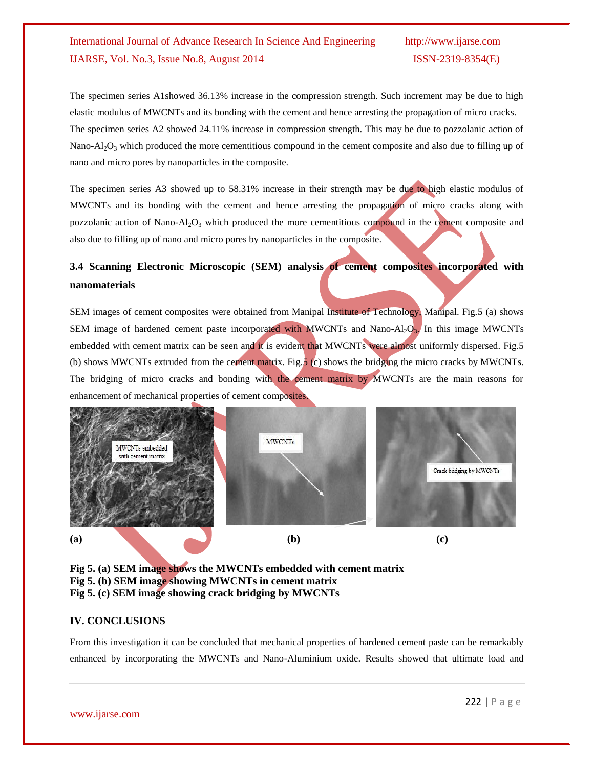The specimen series A1showed 36.13% increase in the compression strength. Such increment may be due to high elastic modulus of MWCNTs and its bonding with the cement and hence arresting the propagation of micro cracks. The specimen series A2 showed 24.11% increase in compression strength. This may be due to pozzolanic action of Nano-$Al_2O_3$ which produced the more cementitious compound in the cement composite and also due to filling up of nano and micro pores by nanoparticles in the composite.

The specimen series A3 showed up to 58.31% increase in their strength may be due to high elastic modulus of MWCNTs and its bonding with the cement and hence arresting the propagation of micro cracks along with pozzolanic action of Nano-$Al_2O_3$ which produced the more cementitious compound in the cement composite and also due to filling up of nano and micro pores by nanoparticles in the composite.

### 3.4 Scanning Electronic Microscopic (SEM) analysis of cement composites incorporated with nanomaterials

SEM images of cement composites were obtained from Manipal Institute of Technology, Manipal. Fig.5 (a) shows SEM image of hardened cement paste incorporated with MWCNTs and Nano-$Al_2O_3$. In this image MWCNTs embedded with cement matrix can be seen and it is evident that MWCNTs were almost uniformly dispersed. Fig.5 (b) shows MWCNTs extruded from the cement matrix. Fig.5 (c) shows the bridging the micro cracks by MWCNTs. The bridging of micro cracks and bonding with the cement matrix by MWCNTs are the main reasons for enhancement of mechanical properties of cement composites.

**(a)** **(b)** **(c)**

**Fig 5. (a) SEM image shows the MWCNTs embedded with cement matrix**
**Fig 5. (b) SEM image showing MWCNTs in cement matrix**
**Fig 5. (c) SEM image showing crack bridging by MWCNTs**

## IV. CONCLUSIONS

From this investigation it can be concluded that mechanical properties of hardened cement paste can be remarkably enhanced by incorporating the MWCNTs and Nano-Aluminium oxide. Results showed that ultimate load and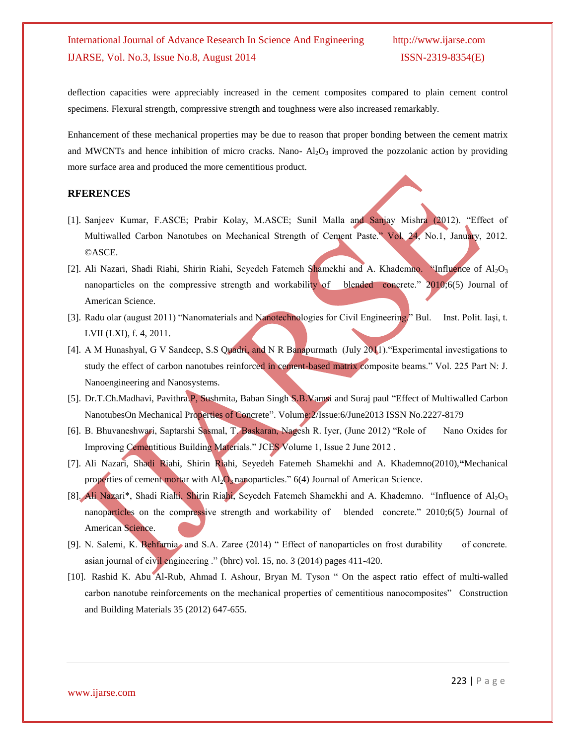deflection capacities were appreciably increased in the cement composites compared to plain cement control specimens. Flexural strength, compressive strength and toughness were also increased remarkably.

Enhancement of these mechanical properties may be due to reason that proper bonding between the cement matrix and MWCNTs and hence inhibition of micro cracks. Nano- $Al_2O_3$ improved the pozzolanic action by providing more surface area and produced the more cementitious product.

## RFERENCES

[1]. Sanjeev Kumar, F.ASCE; Prabir Kolay, M.ASCE; Sunil Malla and Sanjay Mishra (2012). "Effect of Multiwalled Carbon Nanotubes on Mechanical Strength of Cement Paste." Vol. 24, No.1, January, 2012. ©ASCE.

[2]. Ali Nazari, Shadi Riahi, Shirin Riahi, Seyedeh Fatemeh Shamekhi and A. Khademno. "Influence of $Al_2O_3$ nanoparticles on the compressive strength and workability of blended concrete." 2010;6(5) Journal of American Science.

[3]. Radu olar (august 2011) "Nanomaterials and Nanotechnologies for Civil Engineering." Bul. Inst. Polit. Iaşi, t. LVII (LXI), f. 4, 2011.

[4]. A M Hunashyal, G V Sandeep, S.S Quadri, and N R Banapurmath (July 2011)."Experimental investigations to study the effect of carbon nanotubes reinforced in cement-based matrix composite beams." Vol. 225 Part N: J. Nanoengineering and Nanosystems.

[5]. Dr.T.Ch.Madhavi, Pavithra.P, Sushmita, Baban Singh S.B.Vamsi and Suraj paul "Effect of Multiwalled Carbon NanotubesOn Mechanical Properties of Concrete". Volume:2/Issue:6/June2013 ISSN No.2227-8179

[6]. B. Bhuvaneshwari, Saptarshi Sasmal, T. Baskaran, Nagesh R. Iyer, (June 2012) "Role of Nano Oxides for Improving Cementitious Building Materials." JCES Volume 1, Issue 2 June 2012 .

[7]. Ali Nazari, Shadi Riahi, Shirin Riahi, Seyedeh Fatemeh Shamekhi and A. Khademno(2010),**"**Mechanical properties of cement mortar with $Al_2O_3$ nanoparticles." 6(4) Journal of American Science.

[8]. Ali Nazari*, Shadi Riahi, Shirin Riahi, Seyedeh Fatemeh Shamekhi and A. Khademno. "Influence of $Al_2O_3$ nanoparticles on the compressive strength and workability of blended concrete." 2010;6(5) Journal of American Science.

[9]. N. Salemi, K. Behfarnia, and S.A. Zaree (2014) " Effect of nanoparticles on frost durability of concrete. asian journal of civil engineering ." (bhrc) vol. 15, no. 3 (2014) pages 411-420.

[10]. Rashid K. Abu Al-Rub, Ahmad I. Ashour, Bryan M. Tyson " On the aspect ratio effect of multi-walled carbon nanotube reinforcements on the mechanical properties of cementitious nanocomposites" Construction and Building Materials 35 (2012) 647-655.